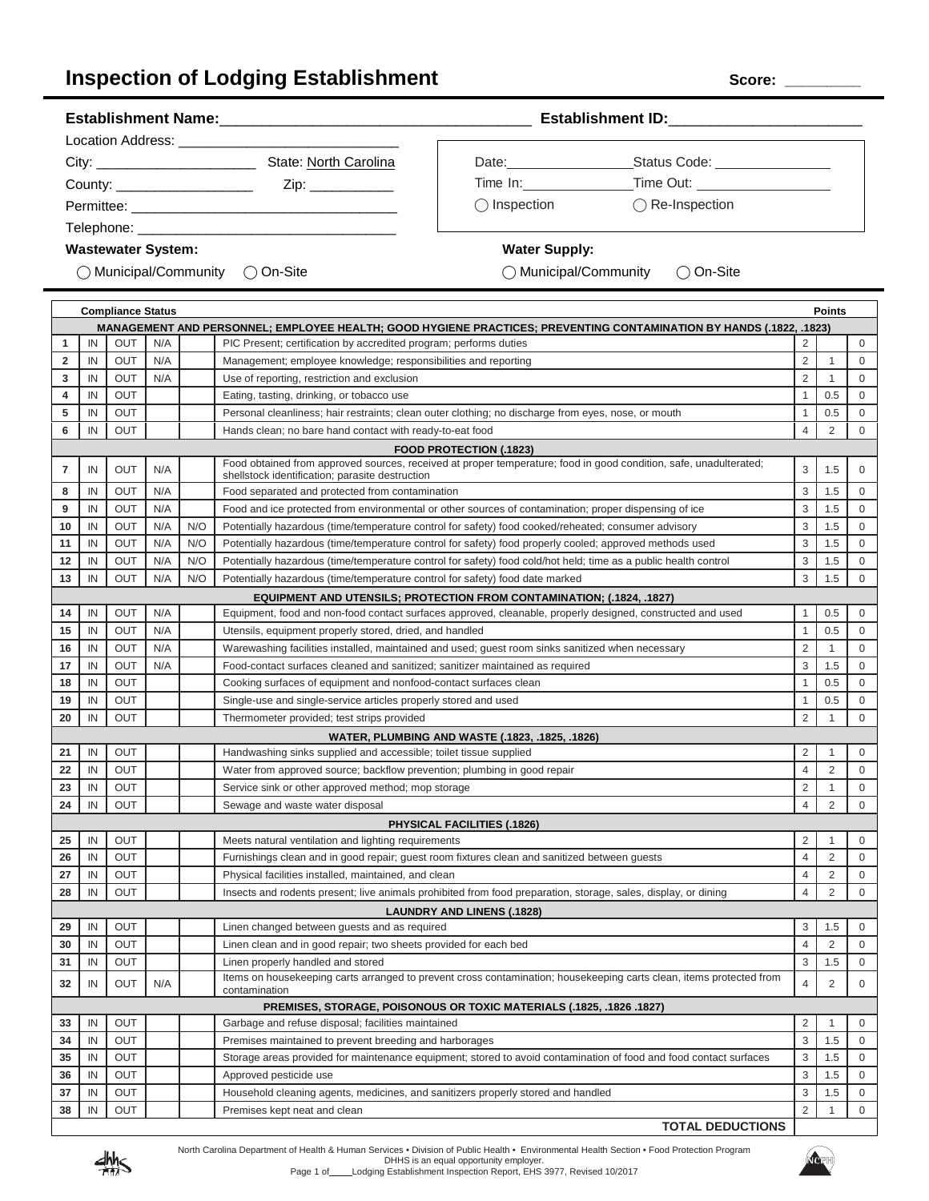# Inspection of Lodging Establishment

**Score:** _________

**Establishment Name:**_____________________________________ **Establishment ID:**_______________________

Location Address: ____________________________

City: _____________________ State: North Carolina

County: __________________ Zip: ___________

Permittee: __________________________________

Telephone: _________________________________

Date:________________Status Code: _______________

Time In:______________Time Out: _________________

◯ Inspection ◯ Re-Inspection

**Wastewater System:**

◯ Municipal/Community ◯ On-Site

**Water Supply:**

◯ Municipal/Community ◯ On-Site

| | Compliance Status | | | | | Points | | |
|---|---|---|---|---|---|---|---|---|
| **MANAGEMENT AND PERSONNEL; EMPLOYEE HEALTH; GOOD HYGIENE PRACTICES; PREVENTING CONTAMINATION BY HANDS (.1822, .1823)** | | | | | | | | |
| **1** | IN | OUT | N/A | | PIC Present; certification by accredited program; performs duties | 2 | | 0 |
| **2** | IN | OUT | N/A | | Management; employee knowledge; responsibilities and reporting | 2 | 1 | 0 |
| **3** | IN | OUT | N/A | | Use of reporting, restriction and exclusion | 2 | 1 | 0 |
| **4** | IN | OUT | | | Eating, tasting, drinking, or tobacco use | 1 | 0.5 | 0 |
| **5** | IN | OUT | | | Personal cleanliness; hair restraints; clean outer clothing; no discharge from eyes, nose, or mouth | 1 | 0.5 | 0 |
| **6** | IN | OUT | | | Hands clean; no bare hand contact with ready-to-eat food | 4 | 2 | 0 |
| **FOOD PROTECTION (.1823)** | | | | | | | | |
| **7** | IN | OUT | N/A | | Food obtained from approved sources, received at proper temperature; food in good condition, safe, unadulterated; shellstock identification; parasite destruction | 3 | 1.5 | 0 |
| **8** | IN | OUT | N/A | | Food separated and protected from contamination | 3 | 1.5 | 0 |
| **9** | IN | OUT | N/A | | Food and ice protected from environmental or other sources of contamination; proper dispensing of ice | 3 | 1.5 | 0 |
| **10** | IN | OUT | N/A | N/O | Potentially hazardous (time/temperature control for safety) food cooked/reheated; consumer advisory | 3 | 1.5 | 0 |
| **11** | IN | OUT | N/A | N/O | Potentially hazardous (time/temperature control for safety) food properly cooled; approved methods used | 3 | 1.5 | 0 |
| **12** | IN | OUT | N/A | N/O | Potentially hazardous (time/temperature control for safety) food cold/hot held; time as a public health control | 3 | 1.5 | 0 |
| **13** | IN | OUT | N/A | N/O | Potentially hazardous (time/temperature control for safety) food date marked | 3 | 1.5 | 0 |
| **EQUIPMENT AND UTENSILS; PROTECTION FROM CONTAMINATION; (.1824, .1827)** | | | | | | | | |
| **14** | IN | OUT | N/A | | Equipment, food and non-food contact surfaces approved, cleanable, properly designed, constructed and used | 1 | 0.5 | 0 |
| **15** | IN | OUT | N/A | | Utensils, equipment properly stored, dried, and handled | 1 | 0.5 | 0 |
| **16** | IN | OUT | N/A | | Warewashing facilities installed, maintained and used; guest room sinks sanitized when necessary | 2 | 1 | 0 |
| **17** | IN | OUT | N/A | | Food-contact surfaces cleaned and sanitized; sanitizer maintained as required | 3 | 1.5 | 0 |
| **18** | IN | OUT | | | Cooking surfaces of equipment and nonfood-contact surfaces clean | 1 | 0.5 | 0 |
| **19** | IN | OUT | | | Single-use and single-service articles properly stored and used | 1 | 0.5 | 0 |
| **20** | IN | OUT | | | Thermometer provided; test strips provided | 2 | 1 | 0 |
| **WATER, PLUMBING AND WASTE (.1823, .1825, .1826)** | | | | | | | | |
| **21** | IN | OUT | | | Handwashing sinks supplied and accessible; toilet tissue supplied | 2 | 1 | 0 |
| **22** | IN | OUT | | | Water from approved source; backflow prevention; plumbing in good repair | 4 | 2 | 0 |
| **23** | IN | OUT | | | Service sink or other approved method; mop storage | 2 | 1 | 0 |
| **24** | IN | OUT | | | Sewage and waste water disposal | 4 | 2 | 0 |
| **PHYSICAL FACILITIES (.1826)** | | | | | | | | |
| **25** | IN | OUT | | | Meets natural ventilation and lighting requirements | 2 | 1 | 0 |
| **26** | IN | OUT | | | Furnishings clean and in good repair; guest room fixtures clean and sanitized between guests | 4 | 2 | 0 |
| **27** | IN | OUT | | | Physical facilities installed, maintained, and clean | 4 | 2 | 0 |
| **28** | IN | OUT | | | Insects and rodents present; live animals prohibited from food preparation, storage, sales, display, or dining | 4 | 2 | 0 |
| **LAUNDRY AND LINENS (.1828)** | | | | | | | | |
| **29** | IN | OUT | | | Linen changed between guests and as required | 3 | 1.5 | 0 |
| **30** | IN | OUT | | | Linen clean and in good repair; two sheets provided for each bed | 4 | 2 | 0 |
| **31** | IN | OUT | | | Linen properly handled and stored | 3 | 1.5 | 0 |
| **32** | IN | OUT | N/A | | Items on housekeeping carts arranged to prevent cross contamination; housekeeping carts clean, items protected from contamination | 4 | 2 | 0 |
| **PREMISES, STORAGE, POISONOUS OR TOXIC MATERIALS (.1825, .1826 .1827)** | | | | | | | | |
| **33** | IN | OUT | | | Garbage and refuse disposal; facilities maintained | 2 | 1 | 0 |
| **34** | IN | OUT | | | Premises maintained to prevent breeding and harborages | 3 | 1.5 | 0 |
| **35** | IN | OUT | | | Storage areas provided for maintenance equipment; stored to avoid contamination of food and food contact surfaces | 3 | 1.5 | 0 |
| **36** | IN | OUT | | | Approved pesticide use | 3 | 1.5 | 0 |
| **37** | IN | OUT | | | Household cleaning agents, medicines, and sanitizers properly stored and handled | 3 | 1.5 | 0 |
| **38** | IN | OUT | | | Premises kept neat and clean | 2 | 1 | 0 |
| | | | | | **TOTAL DEDUCTIONS** | | | |

North Carolina Department of Health & Human Services • Division of Public Health • Environmental Health Section • Food Protection Program
DHHS is an equal opportunity employer.
Page 1 of____Lodging Establishment Inspection Report, EHS 3977, Revised 10/2017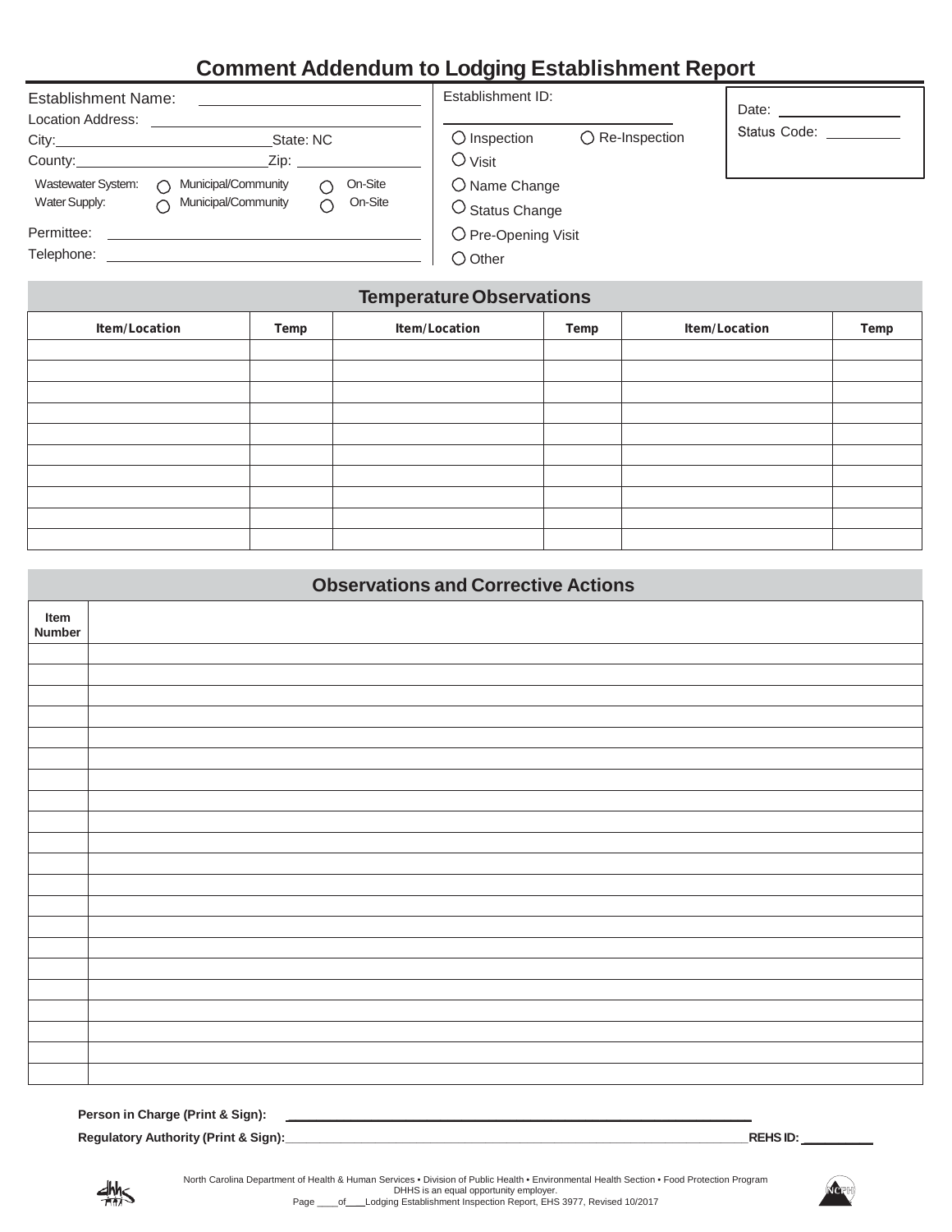# Comment Addendum to Lodging Establishment Report

Establishment Name: ____________________

Location Address: ____________________

City: ____________________ State: NC

County: ____________________ Zip: ____________

Wastewater System: ○ Municipal/Community ○ On-Site

Water Supply: ○ Municipal/Community ○ On-Site

Permittee: ____________________

Telephone: ____________________

Establishment ID: ____________________

○ Inspection ○ Re-Inspection

○ Visit

○ Name Change

○ Status Change

○ Pre-Opening Visit

○ Other

Date: ____________

Status Code: ________

## Temperature Observations

| Item/Location | Temp | Item/Location | Temp | Item/Location | Temp |
|---|---|---|---|---|---|
| | | | | | |
| | | | | | |
| | | | | | |
| | | | | | |
| | | | | | |
| | | | | | |
| | | | | | |
| | | | | | |
| | | | | | |
| | | | | | |

## Observations and Corrective Actions

| Item Number | |
|---|---|
| | |
| | |
| | |
| | |
| | |
| | |
| | |
| | |
| | |
| | |
| | |
| | |
| | |
| | |
| | |
| | |
| | |
| | |
| | |
| | |
| | |

**Person in Charge (Print & Sign):** ____________________

**Regulatory Authority (Print & Sign):** ____________________ **REHS ID:** ________

North Carolina Department of Health & Human Services • Division of Public Health • Environmental Health Section • Food Protection Program
DHHS is an equal opportunity employer.
Page ____of____Lodging Establishment Inspection Report, EHS 3977, Revised 10/2017